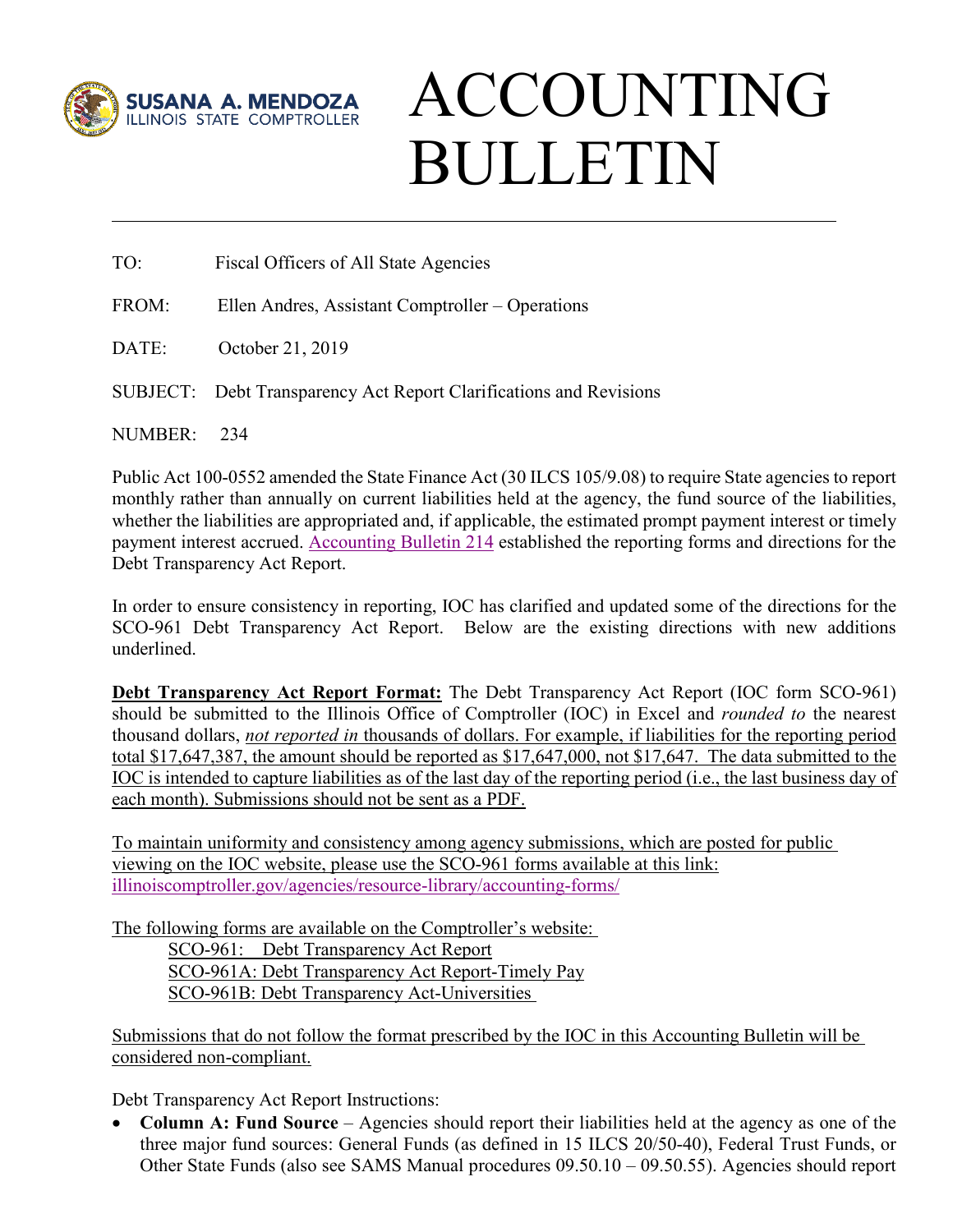SUSANA A. MENDOZA
ILLINOIS STATE COMPTROLLER

# ACCOUNTING BULLETIN

TO: Fiscal Officers of All State Agencies

FROM: Ellen Andres, Assistant Comptroller – Operations

DATE: October 21, 2019

SUBJECT: Debt Transparency Act Report Clarifications and Revisions

NUMBER: 234

Public Act 100-0552 amended the State Finance Act (30 ILCS 105/9.08) to require State agencies to report monthly rather than annually on current liabilities held at the agency, the fund source of the liabilities, whether the liabilities are appropriated and, if applicable, the estimated prompt payment interest or timely payment interest accrued. Accounting Bulletin 214 established the reporting forms and directions for the Debt Transparency Act Report.

In order to ensure consistency in reporting, IOC has clarified and updated some of the directions for the SCO-961 Debt Transparency Act Report. Below are the existing directions with new additions underlined.

**Debt Transparency Act Report Format:** The Debt Transparency Act Report (IOC form SCO-961) should be submitted to the Illinois Office of Comptroller (IOC) in Excel and *rounded to* the nearest thousand dollars, *not reported in* thousands of dollars. For example, if liabilities for the reporting period total $17,647,387, the amount should be reported as $17,647,000, not $17,647. The data submitted to the IOC is intended to capture liabilities as of the last day of the reporting period (i.e., the last business day of each month). Submissions should not be sent as a PDF.

To maintain uniformity and consistency among agency submissions, which are posted for public viewing on the IOC website, please use the SCO-961 forms available at this link: illinoiscomptroller.gov/agencies/resource-library/accounting-forms/

The following forms are available on the Comptroller's website:

- SCO-961: Debt Transparency Act Report
- SCO-961A: Debt Transparency Act Report-Timely Pay
- SCO-961B: Debt Transparency Act-Universities

Submissions that do not follow the format prescribed by the IOC in this Accounting Bulletin will be considered non-compliant.

Debt Transparency Act Report Instructions:

- **Column A: Fund Source** – Agencies should report their liabilities held at the agency as one of the three major fund sources: General Funds (as defined in 15 ILCS 20/50-40), Federal Trust Funds, or Other State Funds (also see SAMS Manual procedures 09.50.10 – 09.50.55). Agencies should report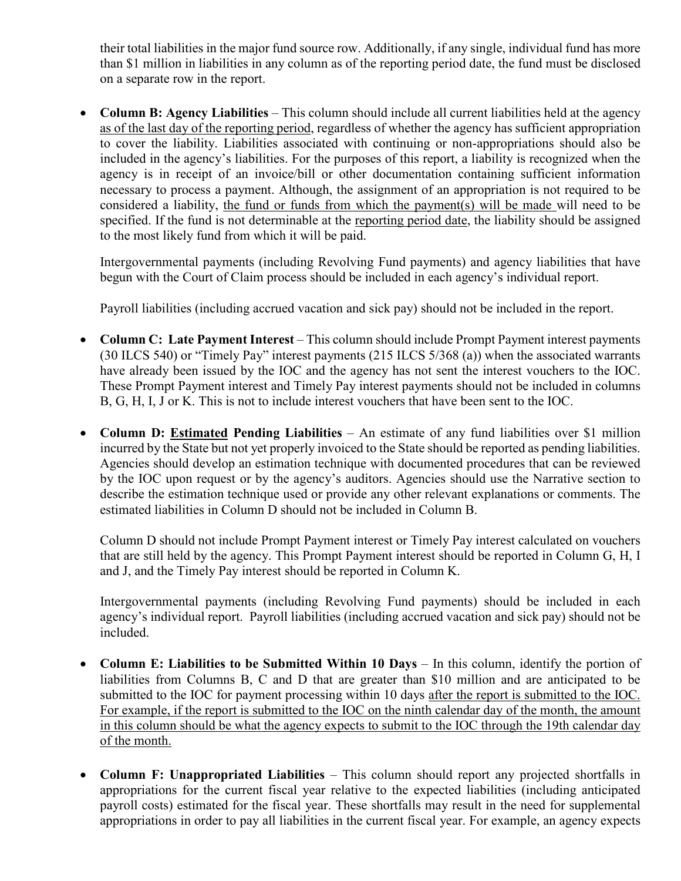their total liabilities in the major fund source row. Additionally, if any single, individual fund has more than $1 million in liabilities in any column as of the reporting period date, the fund must be disclosed on a separate row in the report.

- **Column B: Agency Liabilities** – This column should include all current liabilities held at the agency as of the last day of the reporting period, regardless of whether the agency has sufficient appropriation to cover the liability. Liabilities associated with continuing or non-appropriations should also be included in the agency's liabilities. For the purposes of this report, a liability is recognized when the agency is in receipt of an invoice/bill or other documentation containing sufficient information necessary to process a payment. Although, the assignment of an appropriation is not required to be considered a liability, the fund or funds from which the payment(s) will be made will need to be specified. If the fund is not determinable at the reporting period date, the liability should be assigned to the most likely fund from which it will be paid.

  Intergovernmental payments (including Revolving Fund payments) and agency liabilities that have begun with the Court of Claim process should be included in each agency's individual report.

  Payroll liabilities (including accrued vacation and sick pay) should not be included in the report.

- **Column C: Late Payment Interest** – This column should include Prompt Payment interest payments (30 ILCS 540) or "Timely Pay" interest payments (215 ILCS 5/368 (a)) when the associated warrants have already been issued by the IOC and the agency has not sent the interest vouchers to the IOC. These Prompt Payment interest and Timely Pay interest payments should not be included in columns B, G, H, I, J or K. This is not to include interest vouchers that have been sent to the IOC.

- **Column D: Estimated Pending Liabilities** – An estimate of any fund liabilities over $1 million incurred by the State but not yet properly invoiced to the State should be reported as pending liabilities. Agencies should develop an estimation technique with documented procedures that can be reviewed by the IOC upon request or by the agency's auditors. Agencies should use the Narrative section to describe the estimation technique used or provide any other relevant explanations or comments. The estimated liabilities in Column D should not be included in Column B.

  Column D should not include Prompt Payment interest or Timely Pay interest calculated on vouchers that are still held by the agency. This Prompt Payment interest should be reported in Column G, H, I and J, and the Timely Pay interest should be reported in Column K.

  Intergovernmental payments (including Revolving Fund payments) should be included in each agency's individual report. Payroll liabilities (including accrued vacation and sick pay) should not be included.

- **Column E: Liabilities to be Submitted Within 10 Days** – In this column, identify the portion of liabilities from Columns B, C and D that are greater than $10 million and are anticipated to be submitted to the IOC for payment processing within 10 days after the report is submitted to the IOC. For example, if the report is submitted to the IOC on the ninth calendar day of the month, the amount in this column should be what the agency expects to submit to the IOC through the 19th calendar day of the month.

- **Column F: Unappropriated Liabilities** – This column should report any projected shortfalls in appropriations for the current fiscal year relative to the expected liabilities (including anticipated payroll costs) estimated for the fiscal year. These shortfalls may result in the need for supplemental appropriations in order to pay all liabilities in the current fiscal year. For example, an agency expects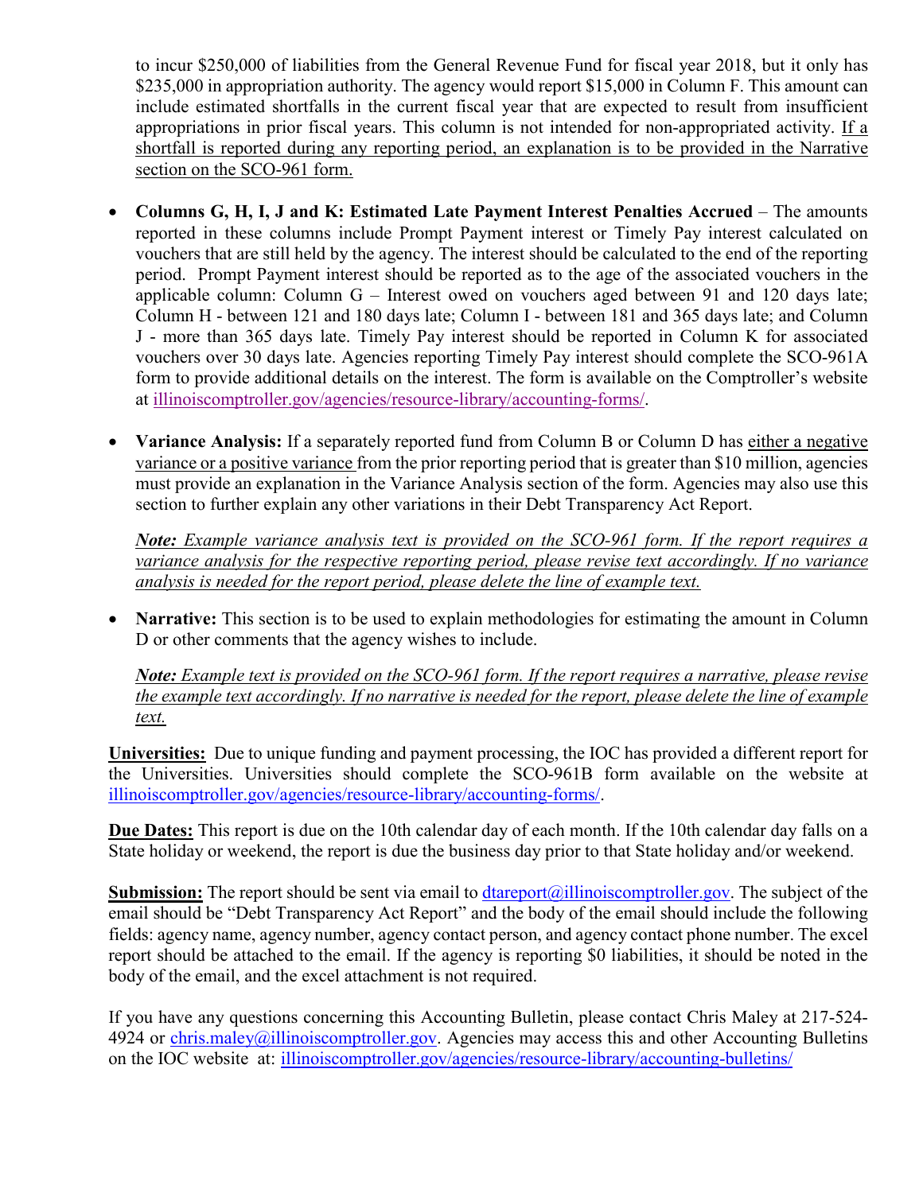to incur $250,000 of liabilities from the General Revenue Fund for fiscal year 2018, but it only has $235,000 in appropriation authority. The agency would report $15,000 in Column F. This amount can include estimated shortfalls in the current fiscal year that are expected to result from insufficient appropriations in prior fiscal years. This column is not intended for non-appropriated activity. If a shortfall is reported during any reporting period, an explanation is to be provided in the Narrative section on the SCO-961 form.

- **Columns G, H, I, J and K: Estimated Late Payment Interest Penalties Accrued** – The amounts reported in these columns include Prompt Payment interest or Timely Pay interest calculated on vouchers that are still held by the agency. The interest should be calculated to the end of the reporting period. Prompt Payment interest should be reported as to the age of the associated vouchers in the applicable column: Column G – Interest owed on vouchers aged between 91 and 120 days late; Column H - between 121 and 180 days late; Column I - between 181 and 365 days late; and Column J - more than 365 days late. Timely Pay interest should be reported in Column K for associated vouchers over 30 days late. Agencies reporting Timely Pay interest should complete the SCO-961A form to provide additional details on the interest. The form is available on the Comptroller's website at illinoiscomptroller.gov/agencies/resource-library/accounting-forms/.

- **Variance Analysis:** If a separately reported fund from Column B or Column D has either a negative variance or a positive variance from the prior reporting period that is greater than $10 million, agencies must provide an explanation in the Variance Analysis section of the form. Agencies may also use this section to further explain any other variations in their Debt Transparency Act Report.

  ***Note:*** *Example variance analysis text is provided on the SCO-961 form. If the report requires a variance analysis for the respective reporting period, please revise text accordingly. If no variance analysis is needed for the report period, please delete the line of example text.*

- **Narrative:** This section is to be used to explain methodologies for estimating the amount in Column D or other comments that the agency wishes to include.

  ***Note:*** *Example text is provided on the SCO-961 form. If the report requires a narrative, please revise the example text accordingly. If no narrative is needed for the report, please delete the line of example text.*

**Universities:** Due to unique funding and payment processing, the IOC has provided a different report for the Universities. Universities should complete the SCO-961B form available on the website at illinoiscomptroller.gov/agencies/resource-library/accounting-forms/.

**Due Dates:** This report is due on the 10th calendar day of each month. If the 10th calendar day falls on a State holiday or weekend, the report is due the business day prior to that State holiday and/or weekend.

**Submission:** The report should be sent via email to dtareport@illinoiscomptroller.gov. The subject of the email should be "Debt Transparency Act Report" and the body of the email should include the following fields: agency name, agency number, agency contact person, and agency contact phone number. The excel report should be attached to the email. If the agency is reporting $0 liabilities, it should be noted in the body of the email, and the excel attachment is not required.

If you have any questions concerning this Accounting Bulletin, please contact Chris Maley at 217-524-4924 or chris.maley@illinoiscomptroller.gov. Agencies may access this and other Accounting Bulletins on the IOC website at: illinoiscomptroller.gov/agencies/resource-library/accounting-bulletins/